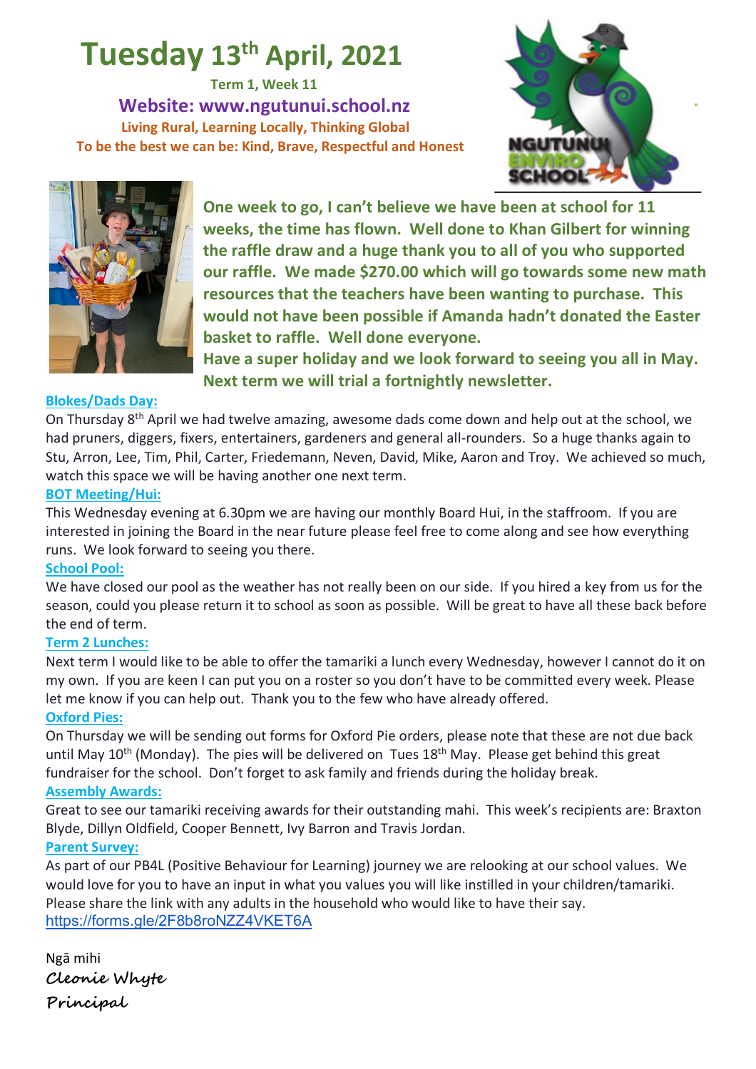# Tuesday 13th April, 2021

**Term 1, Week 11**

**Website: www.ngutunui.school.nz**

**Living Rural, Learning Locally, Thinking Global**

**To be the best we can be: Kind, Brave, Respectful and Honest**

**One week to go, I can't believe we have been at school for 11 weeks, the time has flown. Well done to Khan Gilbert for winning the raffle draw and a huge thank you to all of you who supported our raffle. We made $270.00 which will go towards some new math resources that the teachers have been wanting to purchase. This would not have been possible if Amanda hadn't donated the Easter basket to raffle. Well done everyone.**

**Have a super holiday and we look forward to seeing you all in May. Next term we will trial a fortnightly newsletter.**

### Blokes/Dads Day:

On Thursday 8th April we had twelve amazing, awesome dads come down and help out at the school, we had pruners, diggers, fixers, entertainers, gardeners and general all-rounders. So a huge thanks again to Stu, Arron, Lee, Tim, Phil, Carter, Friedemann, Neven, David, Mike, Aaron and Troy. We achieved so much, watch this space we will be having another one next term.

### BOT Meeting/Hui:

This Wednesday evening at 6.30pm we are having our monthly Board Hui, in the staffroom. If you are interested in joining the Board in the near future please feel free to come along and see how everything runs. We look forward to seeing you there.

### School Pool:

We have closed our pool as the weather has not really been on our side. If you hired a key from us for the season, could you please return it to school as soon as possible. Will be great to have all these back before the end of term.

### Term 2 Lunches:

Next term I would like to be able to offer the tamariki a lunch every Wednesday, however I cannot do it on my own. If you are keen I can put you on a roster so you don't have to be committed every week. Please let me know if you can help out. Thank you to the few who have already offered.

### Oxford Pies:

On Thursday we will be sending out forms for Oxford Pie orders, please note that these are not due back until May 10th (Monday). The pies will be delivered on Tues 18th May. Please get behind this great fundraiser for the school. Don't forget to ask family and friends during the holiday break.

### Assembly Awards:

Great to see our tamariki receiving awards for their outstanding mahi. This week's recipients are: Braxton Blyde, Dillyn Oldfield, Cooper Bennett, Ivy Barron and Travis Jordan.

### Parent Survey:

As part of our PB4L (Positive Behaviour for Learning) journey we are relooking at our school values. We would love for you to have an input in what you values you will like instilled in your children/tamariki. Please share the link with any adults in the household who would like to have their say.

https://forms.gle/2F8b8roNZZ4VKET6A

Ngā mihi

**Cleonie Whyte**

**Principal**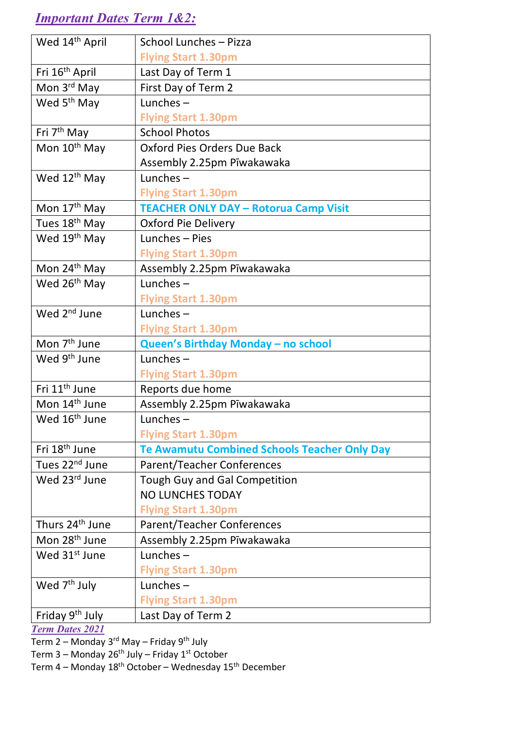## *Important Dates Term 1&2:*

| | |
|---|---|
| Wed 14th April | School Lunches – Pizza<br>Flying Start 1.30pm |
| Fri 16th April | Last Day of Term 1 |
| Mon 3rd May | First Day of Term 2 |
| Wed 5th May | Lunches –<br>Flying Start 1.30pm |
| Fri 7th May | School Photos |
| Mon 10th May | Oxford Pies Orders Due Back<br>Assembly 2.25pm Pīwakawaka |
| Wed 12th May | Lunches –<br>Flying Start 1.30pm |
| Mon 17th May | **TEACHER ONLY DAY – Rotorua Camp Visit** |
| Tues 18th May | Oxford Pie Delivery |
| Wed 19th May | Lunches – Pies<br>Flying Start 1.30pm |
| Mon 24th May | Assembly 2.25pm Pīwakawaka |
| Wed 26th May | Lunches –<br>Flying Start 1.30pm |
| Wed 2nd June | Lunches –<br>Flying Start 1.30pm |
| Mon 7th June | **Queen's Birthday Monday – no school** |
| Wed 9th June | Lunches –<br>Flying Start 1.30pm |
| Fri 11th June | Reports due home |
| Mon 14th June | Assembly 2.25pm Pīwakawaka |
| Wed 16th June | Lunches –<br>Flying Start 1.30pm |
| Fri 18th June | **Te Awamutu Combined Schools Teacher Only Day** |
| Tues 22nd June | Parent/Teacher Conferences |
| Wed 23rd June | Tough Guy and Gal Competition<br>NO LUNCHES TODAY<br>Flying Start 1.30pm |
| Thurs 24th June | Parent/Teacher Conferences |
| Mon 28th June | Assembly 2.25pm Pīwakawaka |
| Wed 31st June | Lunches –<br>Flying Start 1.30pm |
| Wed 7th July | Lunches –<br>Flying Start 1.30pm |
| Friday 9th July | Last Day of Term 2 |

### *Term Dates 2021*

Term 2 – Monday 3rd May – Friday 9th July
Term 3 – Monday 26th July – Friday 1st October
Term 4 – Monday 18th October – Wednesday 15th December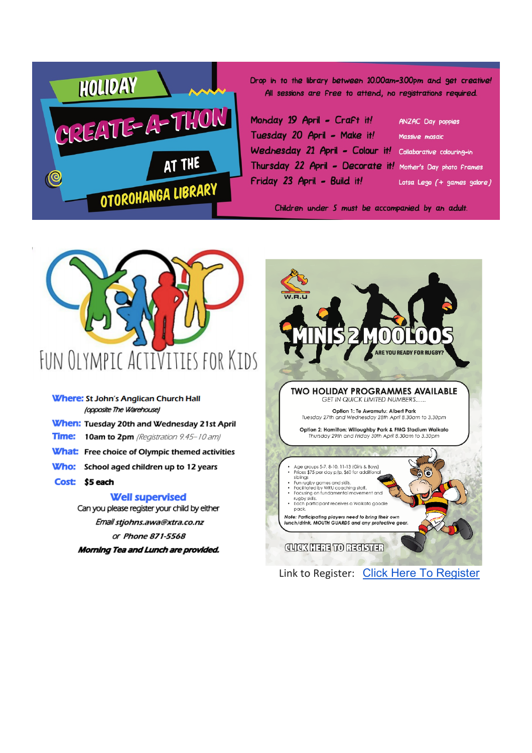# HOLIDAY CREATE-A-THON AT THE OTOROHANGA LIBRARY

Drop in to the library between 10.00am-3.00pm and get creative!
All sessions are free to attend, no registrations required.

| | |
|---|---|
| Monday 19 April - Craft it! | ANZAC Day poppies |
| Tuesday 20 April - Make it! | Massive mosaic |
| Wednesday 21 April - Colour it! | Collaborative colouring-in |
| Thursday 22 April - Decorate it! | Mother's Day photo frames |
| Friday 23 April - Build it! | Lotsa Lego (+ games galore) |

Children under 5 must be accompanied by an adult.

# FUN OLYMPIC ACTIVITIES FOR KIDS

**Where:** St John's Anglican Church Hall
*(opposite The Warehouse)*

**When:** Tuesday 20th and Wednesday 21st April

**Time:** 10am to 2pm *(Registration 9.45–10 am)*

**What:** Free choice of Olympic themed activities

**Who:** School aged children up to 12 years

**Cost:** $5 each

**Well supervised**

Can you please register your child by either

*Email stjohns.awa@xtra.co.nz*

*or Phone 871-5568*

***Morning Tea and Lunch are provided.***

# W.R.U MINIS 2 MOOLOOS

ARE YOU READY FOR RUGBY?

## TWO HOLIDAY PROGRAMMES AVAILABLE

GET IN QUICK LIMITED NUMBERS......

**Option 1: Te Awamutu: Albert Park**
Tuesday 27th and Wednesday 28th April 8.30am to 3.30pm

**Option 2: Hamilton: Willoughby Park & FMG Stadium Waikato**
Thursday 29th and Friday 30th April 8.30am to 3.30pm

- Age groups 5-7, 8-10, 11-13 (Girls & Boys)
- Prices $75 per day p/p, $60 for additional siblings
- Fun rugby games and skills.
- Facilitated by WRU coaching staff.
- Focusing on fundamental movement and rugby skills.
- Each participant receives a Waikato goodie pack.

*Note: Participating players need to bring their own lunch/drink. MOUTH GUARDS and any protective gear.*

CLICK HERE TO REGISTER

Link to Register: Click Here To Register